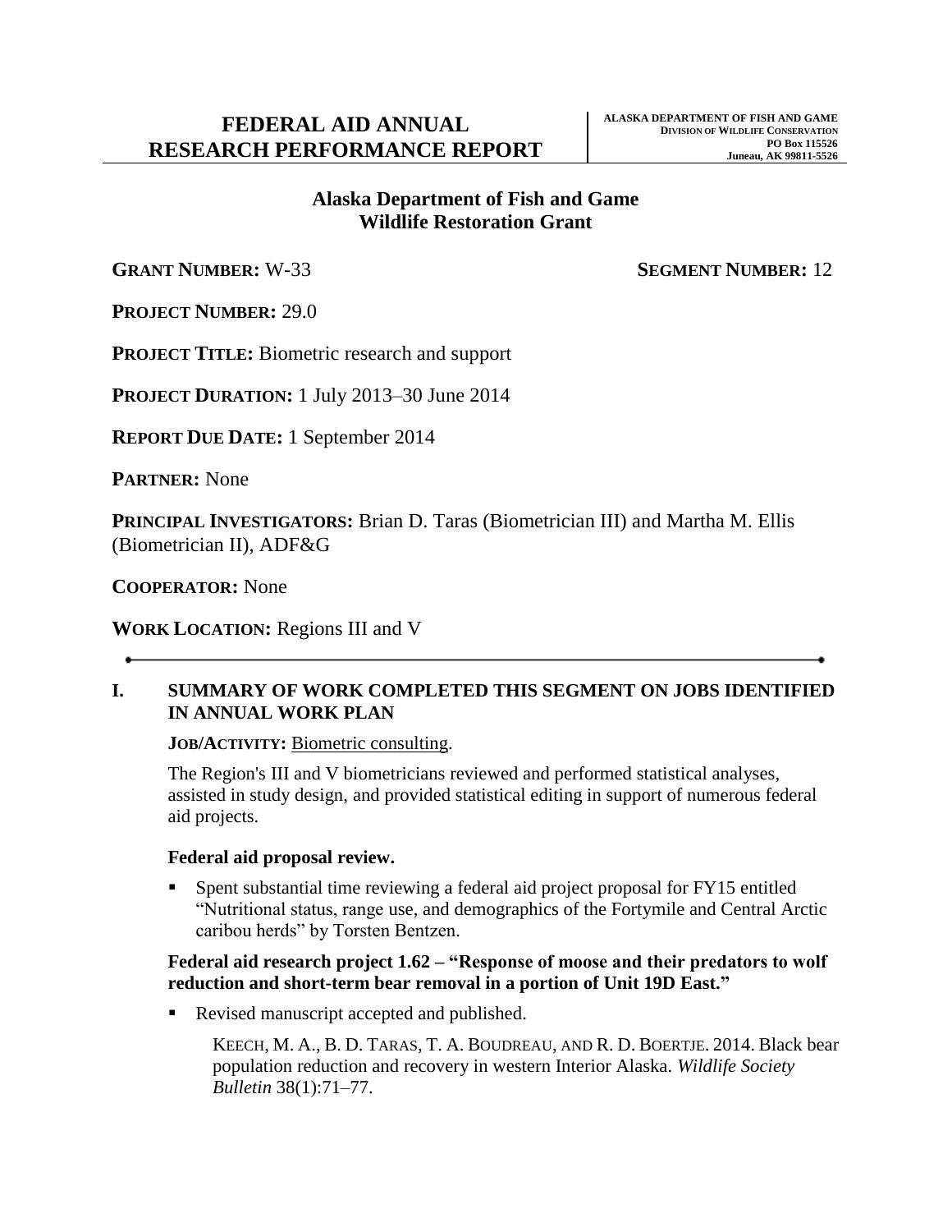# FEDERAL AID ANNUAL RESEARCH PERFORMANCE REPORT

**ALASKA DEPARTMENT OF FISH AND GAME**
**DIVISION OF WILDLIFE CONSERVATION**
**PO Box 115526**
**Juneau, AK 99811-5526**

## Alaska Department of Fish and Game
## Wildlife Restoration Grant

**GRANT NUMBER:** W-33 **SEGMENT NUMBER:** 12

**PROJECT NUMBER:** 29.0

**PROJECT TITLE:** Biometric research and support

**PROJECT DURATION:** 1 July 2013–30 June 2014

**REPORT DUE DATE:** 1 September 2014

**PARTNER:** None

**PRINCIPAL INVESTIGATORS:** Brian D. Taras (Biometrician III) and Martha M. Ellis (Biometrician II), ADF&G

**COOPERATOR:** None

**WORK LOCATION:** Regions III and V

---

## I. SUMMARY OF WORK COMPLETED THIS SEGMENT ON JOBS IDENTIFIED IN ANNUAL WORK PLAN

**JOB/ACTIVITY:** Biometric consulting.

The Region's III and V biometricians reviewed and performed statistical analyses, assisted in study design, and provided statistical editing in support of numerous federal aid projects.

### Federal aid proposal review.

- Spent substantial time reviewing a federal aid project proposal for FY15 entitled "Nutritional status, range use, and demographics of the Fortymile and Central Arctic caribou herds" by Torsten Bentzen.

### Federal aid research project 1.62 – "Response of moose and their predators to wolf reduction and short-term bear removal in a portion of Unit 19D East."

- Revised manuscript accepted and published.

  KEECH, M. A., B. D. TARAS, T. A. BOUDREAU, AND R. D. BOERTJE. 2014. Black bear population reduction and recovery in western Interior Alaska. *Wildlife Society Bulletin* 38(1):71–77.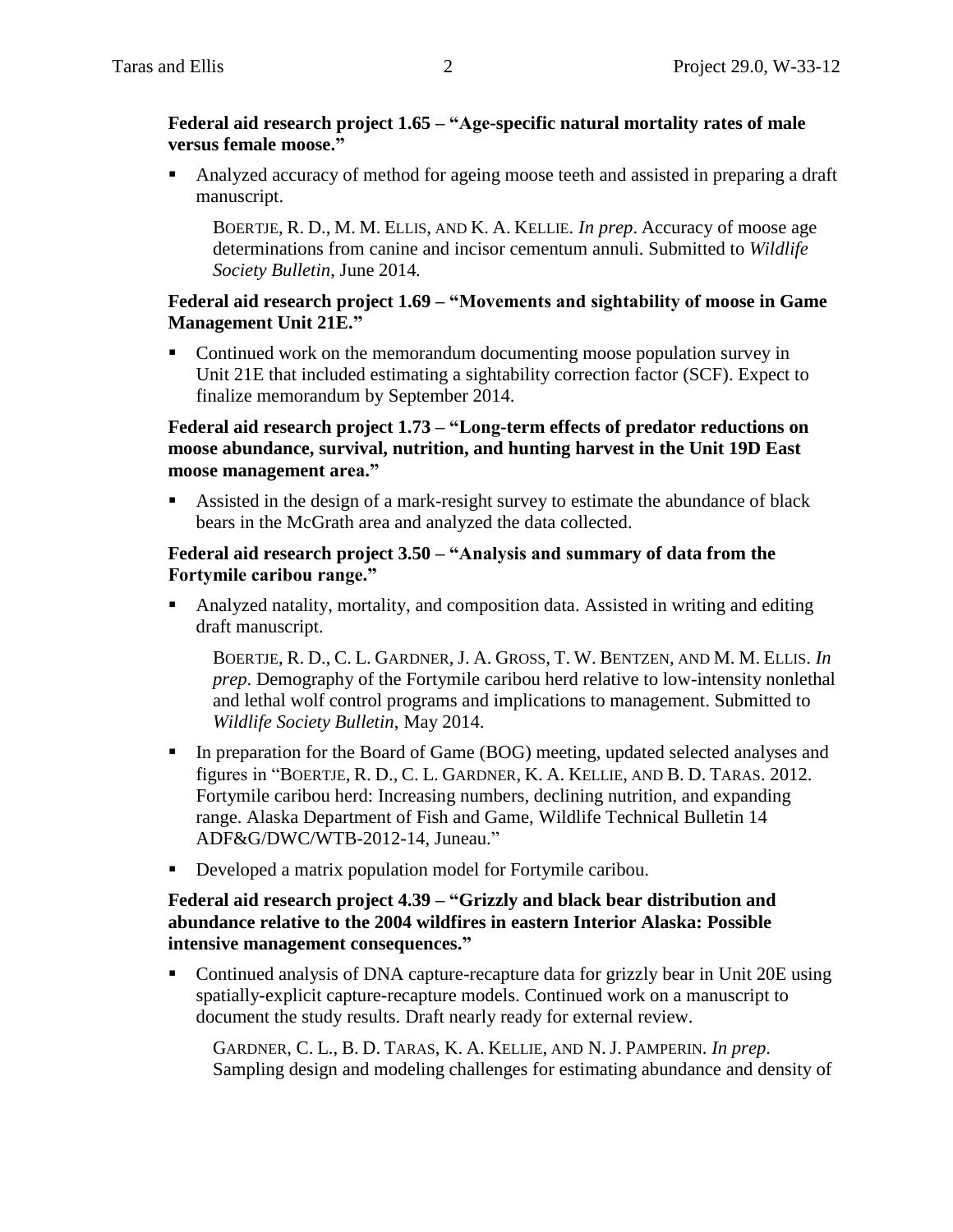**Federal aid research project 1.65 – "Age-specific natural mortality rates of male versus female moose."**

- Analyzed accuracy of method for ageing moose teeth and assisted in preparing a draft manuscript.

  BOERTJE, R. D., M. M. ELLIS, AND K. A. KELLIE. *In prep*. Accuracy of moose age determinations from canine and incisor cementum annuli. Submitted to *Wildlife Society Bulletin*, June 2014.

**Federal aid research project 1.69 – "Movements and sightability of moose in Game Management Unit 21E."**

- Continued work on the memorandum documenting moose population survey in Unit 21E that included estimating a sightability correction factor (SCF). Expect to finalize memorandum by September 2014.

**Federal aid research project 1.73 – "Long-term effects of predator reductions on moose abundance, survival, nutrition, and hunting harvest in the Unit 19D East moose management area."**

- Assisted in the design of a mark-resight survey to estimate the abundance of black bears in the McGrath area and analyzed the data collected.

**Federal aid research project 3.50 – "Analysis and summary of data from the Fortymile caribou range."**

- Analyzed natality, mortality, and composition data. Assisted in writing and editing draft manuscript.

  BOERTJE, R. D., C. L. GARDNER, J. A. GROSS, T. W. BENTZEN, AND M. M. ELLIS. *In prep*. Demography of the Fortymile caribou herd relative to low-intensity nonlethal and lethal wolf control programs and implications to management. Submitted to *Wildlife Society Bulletin*, May 2014.

- In preparation for the Board of Game (BOG) meeting, updated selected analyses and figures in "BOERTJE, R. D., C. L. GARDNER, K. A. KELLIE, AND B. D. TARAS. 2012. Fortymile caribou herd: Increasing numbers, declining nutrition, and expanding range. Alaska Department of Fish and Game, Wildlife Technical Bulletin 14 ADF&G/DWC/WTB-2012-14, Juneau."

- Developed a matrix population model for Fortymile caribou.

**Federal aid research project 4.39 – "Grizzly and black bear distribution and abundance relative to the 2004 wildfires in eastern Interior Alaska: Possible intensive management consequences."**

- Continued analysis of DNA capture-recapture data for grizzly bear in Unit 20E using spatially-explicit capture-recapture models. Continued work on a manuscript to document the study results. Draft nearly ready for external review.

  GARDNER, C. L., B. D. TARAS, K. A. KELLIE, AND N. J. PAMPERIN. *In prep*. Sampling design and modeling challenges for estimating abundance and density of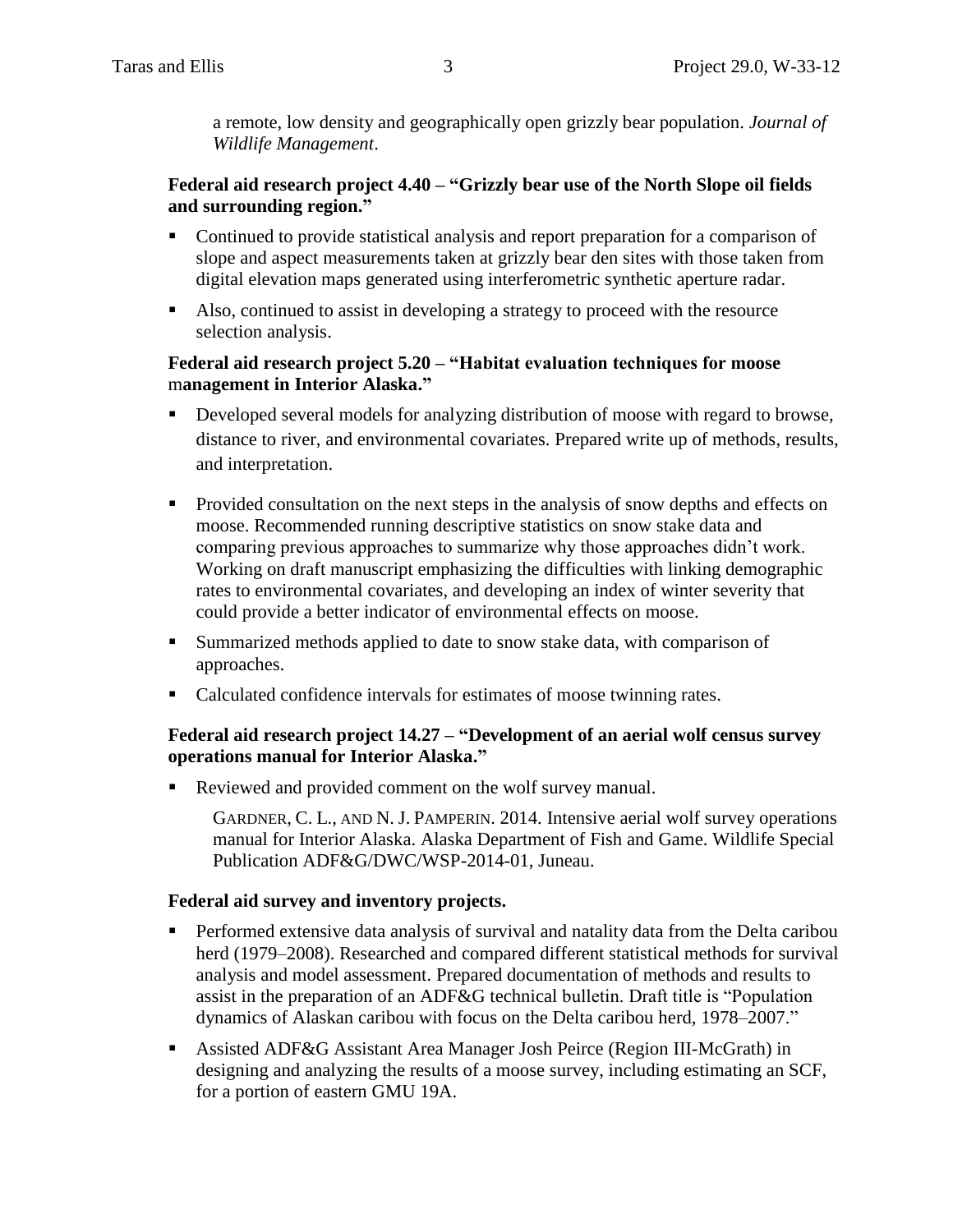a remote, low density and geographically open grizzly bear population. *Journal of Wildlife Management*.

**Federal aid research project 4.40 – "Grizzly bear use of the North Slope oil fields and surrounding region."**

- Continued to provide statistical analysis and report preparation for a comparison of slope and aspect measurements taken at grizzly bear den sites with those taken from digital elevation maps generated using interferometric synthetic aperture radar.
- Also, continued to assist in developing a strategy to proceed with the resource selection analysis.

**Federal aid research project 5.20 – "Habitat evaluation techniques for moose management in Interior Alaska."**

- Developed several models for analyzing distribution of moose with regard to browse, distance to river, and environmental covariates. Prepared write up of methods, results, and interpretation.
- Provided consultation on the next steps in the analysis of snow depths and effects on moose. Recommended running descriptive statistics on snow stake data and comparing previous approaches to summarize why those approaches didn't work. Working on draft manuscript emphasizing the difficulties with linking demographic rates to environmental covariates, and developing an index of winter severity that could provide a better indicator of environmental effects on moose.
- Summarized methods applied to date to snow stake data, with comparison of approaches.
- Calculated confidence intervals for estimates of moose twinning rates.

**Federal aid research project 14.27 – "Development of an aerial wolf census survey operations manual for Interior Alaska."**

- Reviewed and provided comment on the wolf survey manual.

  GARDNER, C. L., AND N. J. PAMPERIN. 2014. Intensive aerial wolf survey operations manual for Interior Alaska. Alaska Department of Fish and Game. Wildlife Special Publication ADF&G/DWC/WSP-2014-01, Juneau.

**Federal aid survey and inventory projects.**

- Performed extensive data analysis of survival and natality data from the Delta caribou herd (1979–2008). Researched and compared different statistical methods for survival analysis and model assessment. Prepared documentation of methods and results to assist in the preparation of an ADF&G technical bulletin. Draft title is "Population dynamics of Alaskan caribou with focus on the Delta caribou herd, 1978–2007."
- Assisted ADF&G Assistant Area Manager Josh Peirce (Region III-McGrath) in designing and analyzing the results of a moose survey, including estimating an SCF, for a portion of eastern GMU 19A.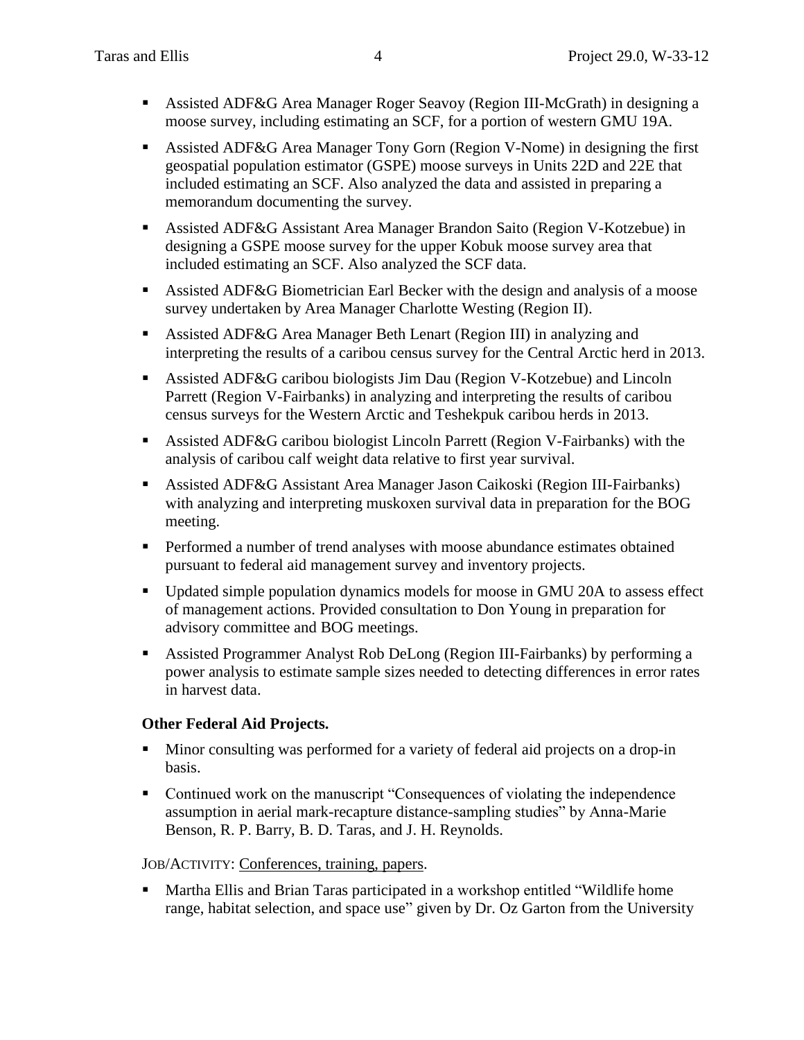- Assisted ADF&G Area Manager Roger Seavoy (Region III-McGrath) in designing a moose survey, including estimating an SCF, for a portion of western GMU 19A.
- Assisted ADF&G Area Manager Tony Gorn (Region V-Nome) in designing the first geospatial population estimator (GSPE) moose surveys in Units 22D and 22E that included estimating an SCF. Also analyzed the data and assisted in preparing a memorandum documenting the survey.
- Assisted ADF&G Assistant Area Manager Brandon Saito (Region V-Kotzebue) in designing a GSPE moose survey for the upper Kobuk moose survey area that included estimating an SCF. Also analyzed the SCF data.
- Assisted ADF&G Biometrician Earl Becker with the design and analysis of a moose survey undertaken by Area Manager Charlotte Westing (Region II).
- Assisted ADF&G Area Manager Beth Lenart (Region III) in analyzing and interpreting the results of a caribou census survey for the Central Arctic herd in 2013.
- Assisted ADF&G caribou biologists Jim Dau (Region V-Kotzebue) and Lincoln Parrett (Region V-Fairbanks) in analyzing and interpreting the results of caribou census surveys for the Western Arctic and Teshekpuk caribou herds in 2013.
- Assisted ADF&G caribou biologist Lincoln Parrett (Region V-Fairbanks) with the analysis of caribou calf weight data relative to first year survival.
- Assisted ADF&G Assistant Area Manager Jason Caikoski (Region III-Fairbanks) with analyzing and interpreting muskoxen survival data in preparation for the BOG meeting.
- Performed a number of trend analyses with moose abundance estimates obtained pursuant to federal aid management survey and inventory projects.
- Updated simple population dynamics models for moose in GMU 20A to assess effect of management actions. Provided consultation to Don Young in preparation for advisory committee and BOG meetings.
- Assisted Programmer Analyst Rob DeLong (Region III-Fairbanks) by performing a power analysis to estimate sample sizes needed to detecting differences in error rates in harvest data.

**Other Federal Aid Projects.**

- Minor consulting was performed for a variety of federal aid projects on a drop-in basis.
- Continued work on the manuscript "Consequences of violating the independence assumption in aerial mark-recapture distance-sampling studies" by Anna-Marie Benson, R. P. Barry, B. D. Taras, and J. H. Reynolds.

JOB/ACTIVITY: Conferences, training, papers.

- Martha Ellis and Brian Taras participated in a workshop entitled "Wildlife home range, habitat selection, and space use" given by Dr. Oz Garton from the University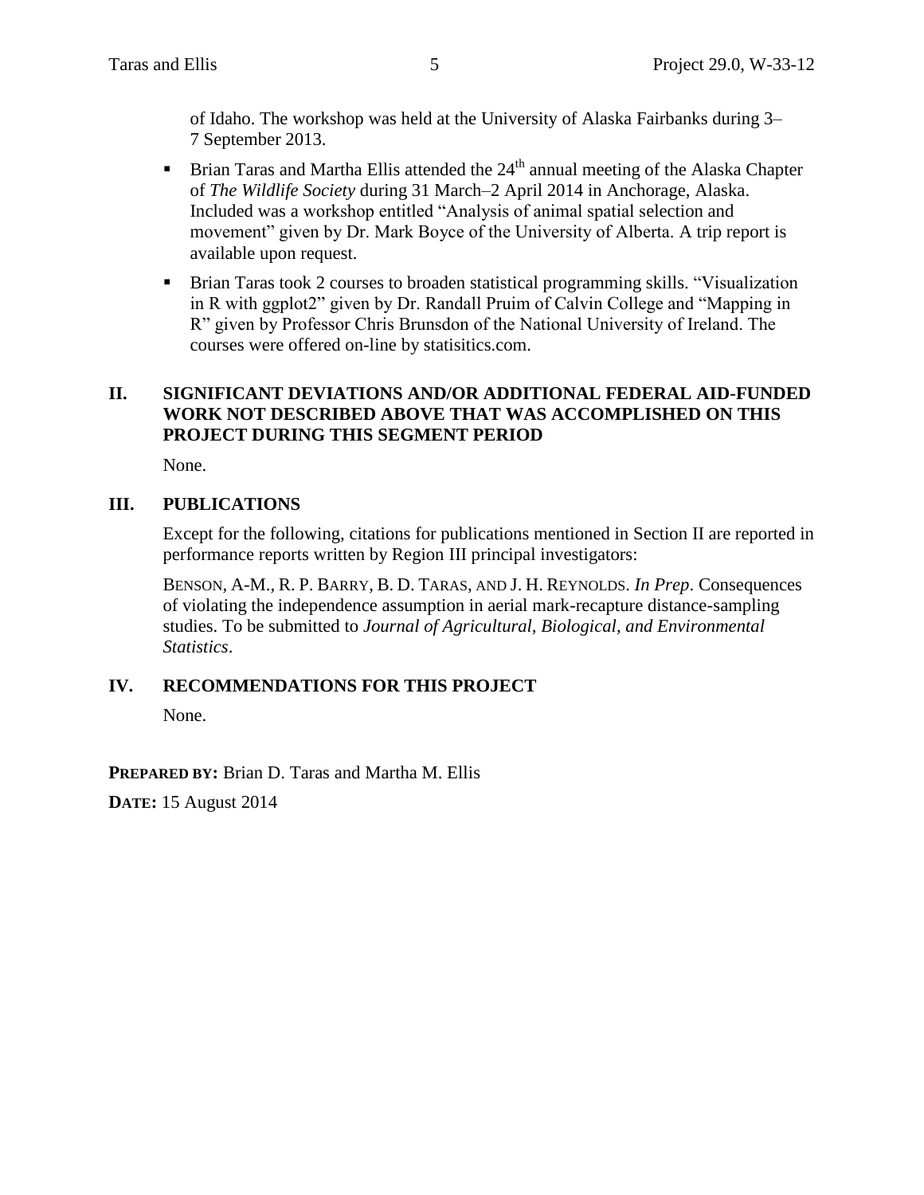of Idaho. The workshop was held at the University of Alaska Fairbanks during 3–7 September 2013.

- Brian Taras and Martha Ellis attended the 24th annual meeting of the Alaska Chapter of *The Wildlife Society* during 31 March–2 April 2014 in Anchorage, Alaska. Included was a workshop entitled "Analysis of animal spatial selection and movement" given by Dr. Mark Boyce of the University of Alberta. A trip report is available upon request.
- Brian Taras took 2 courses to broaden statistical programming skills. "Visualization in R with ggplot2" given by Dr. Randall Pruim of Calvin College and "Mapping in R" given by Professor Chris Brunsdon of the National University of Ireland. The courses were offered on-line by statisitics.com.

## II. SIGNIFICANT DEVIATIONS AND/OR ADDITIONAL FEDERAL AID-FUNDED WORK NOT DESCRIBED ABOVE THAT WAS ACCOMPLISHED ON THIS PROJECT DURING THIS SEGMENT PERIOD

None.

## III. PUBLICATIONS

Except for the following, citations for publications mentioned in Section II are reported in performance reports written by Region III principal investigators:

BENSON, A-M., R. P. BARRY, B. D. TARAS, AND J. H. REYNOLDS. *In Prep*. Consequences of violating the independence assumption in aerial mark-recapture distance-sampling studies. To be submitted to *Journal of Agricultural, Biological, and Environmental Statistics*.

## IV. RECOMMENDATIONS FOR THIS PROJECT

None.

**PREPARED BY:** Brian D. Taras and Martha M. Ellis

**DATE:** 15 August 2014